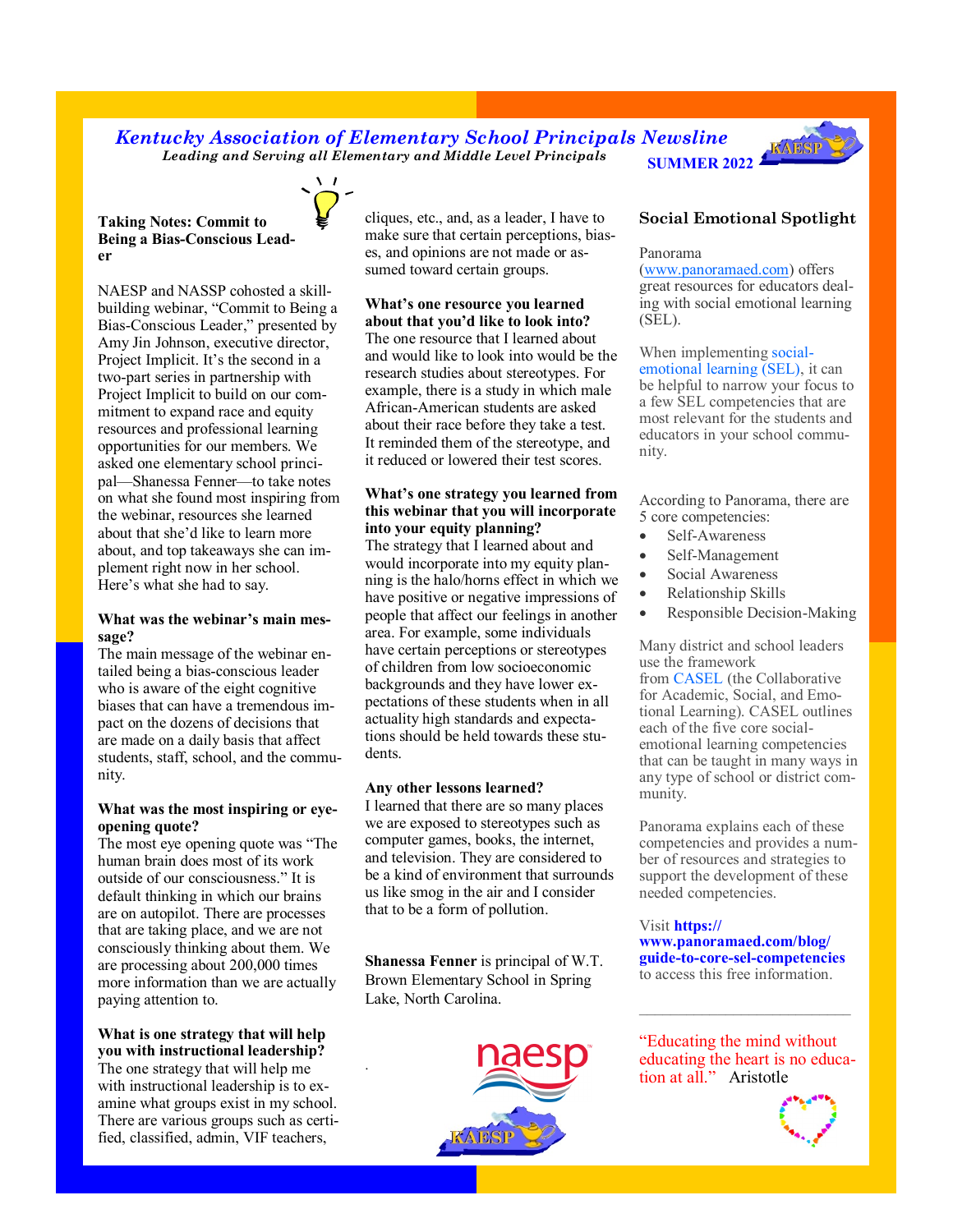# Kentucky Association of Elementary School Principals Newsline

*Leading and Serving all Elementary and Middle Level Principals*

**SUMMER 2022**

## Taking Notes: Commit to Being a Bias-Conscious Leader

NAESP and NASSP cohosted a skill-building webinar, "Commit to Being a Bias-Conscious Leader," presented by Amy Jin Johnson, executive director, Project Implicit. It's the second in a two-part series in partnership with Project Implicit to build on our commitment to expand race and equity resources and professional learning opportunities for our members. We asked one elementary school principal—Shanessa Fenner—to take notes on what she found most inspiring from the webinar, resources she learned about that she'd like to learn more about, and top takeaways she can implement right now in her school. Here's what she had to say.

**What was the webinar's main message?**
The main message of the webinar entailed being a bias-conscious leader who is aware of the eight cognitive biases that can have a tremendous impact on the dozens of decisions that are made on a daily basis that affect students, staff, school, and the community.

**What was the most inspiring or eye-opening quote?**
The most eye opening quote was "The human brain does most of its work outside of our consciousness." It is default thinking in which our brains are on autopilot. There are processes that are taking place, and we are not consciously thinking about them. We are processing about 200,000 times more information than we are actually paying attention to.

**What is one strategy that will help you with instructional leadership?**
The one strategy that will help me with instructional leadership is to examine what groups exist in my school. There are various groups such as certified, classified, admin, VIF teachers, cliques, etc., and, as a leader, I have to make sure that certain perceptions, biases, and opinions are not made or assumed toward certain groups.

**What's one resource you learned about that you'd like to look into?**
The one resource that I learned about and would like to look into would be the research studies about stereotypes. For example, there is a study in which male African-American students are asked about their race before they take a test. It reminded them of the stereotype, and it reduced or lowered their test scores.

**What's one strategy you learned from this webinar that you will incorporate into your equity planning?**
The strategy that I learned about and would incorporate into my equity planning is the halo/horns effect in which we have positive or negative impressions of people that affect our feelings in another area. For example, some individuals have certain perceptions or stereotypes of children from low socioeconomic backgrounds and they have lower expectations of these students when in all actuality high standards and expectations should be held towards these students.

**Any other lessons learned?**
I learned that there are so many places we are exposed to stereotypes such as computer games, books, the internet, and television. They are considered to be a kind of environment that surrounds us like smog in the air and I consider that to be a form of pollution.

**Shanessa Fenner** is principal of W.T. Brown Elementary School in Spring Lake, North Carolina.

## Social Emotional Spotlight

Panorama (www.panoramaed.com) offers great resources for educators dealing with social emotional learning (SEL).

When implementing social-emotional learning (SEL), it can be helpful to narrow your focus to a few SEL competencies that are most relevant for the students and educators in your school community.

According to Panorama, there are 5 core competencies:

- Self-Awareness
- Self-Management
- Social Awareness
- Relationship Skills
- Responsible Decision-Making

Many district and school leaders use the framework from CASEL (the Collaborative for Academic, Social, and Emotional Learning). CASEL outlines each of the five core social-emotional learning competencies that can be taught in many ways in any type of school or district community.

Panorama explains each of these competencies and provides a number of resources and strategies to support the development of these needed competencies.

Visit **https://www.panoramaed.com/blog/guide-to-core-sel-competencies** to access this free information.

---

"Educating the mind without educating the heart is no education at all." Aristotle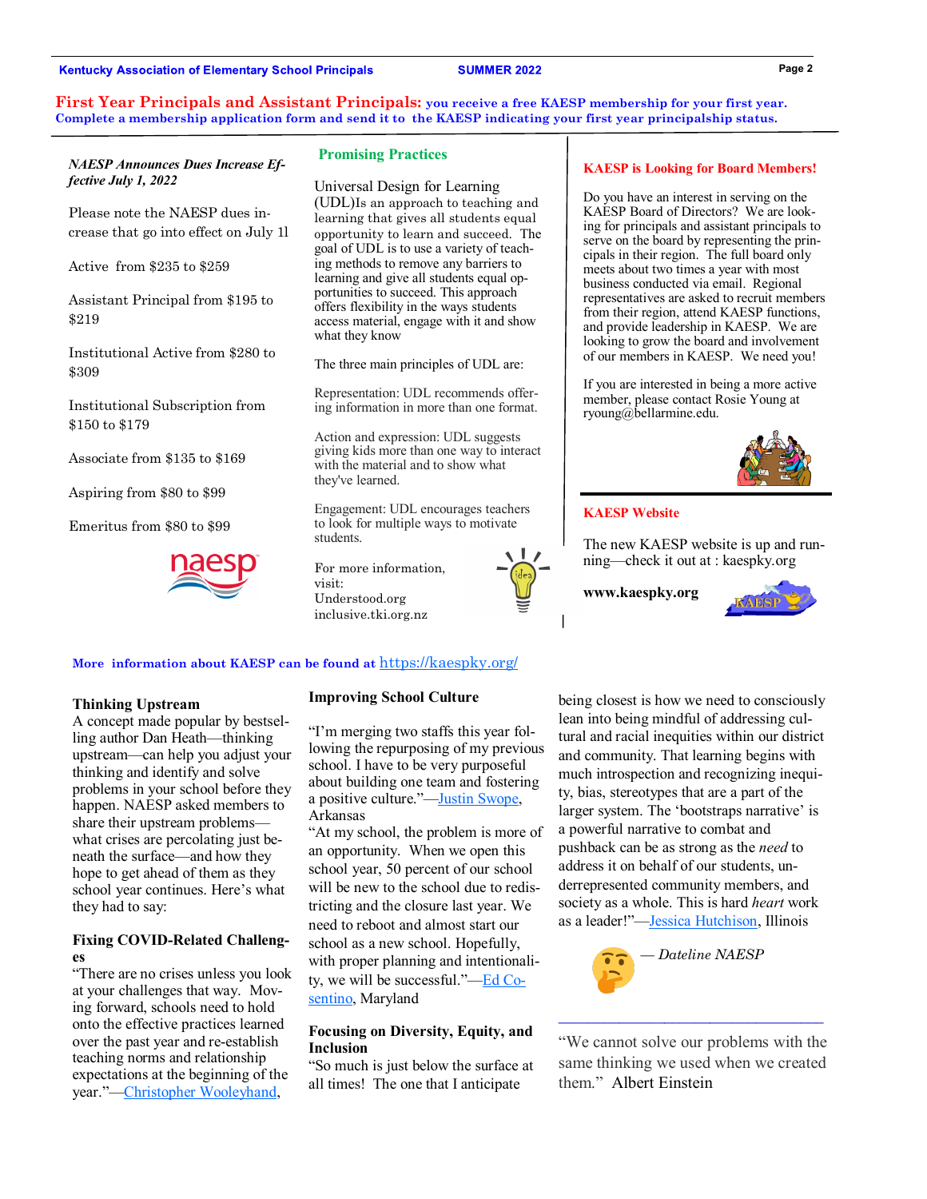**First Year Principals and Assistant Principals:** you receive a free KAESP membership for your first year. Complete a membership application form and send it to the KAESP indicating your first year principalship status.

***NAESP Announces Dues Increase Effective July 1, 2022***

Please note the NAESP dues increase that go into effect on July 1l

Active from $235 to $259

Assistant Principal from $195 to $219

Institutional Active from $280 to $309

Institutional Subscription from $150 to $179

Associate from $135 to $169

Aspiring from $80 to $99

Emeritus from $80 to $99

## Promising Practices

Universal Design for Learning (UDL)Is an approach to teaching and learning that gives all students equal opportunity to learn and succeed. The goal of UDL is to use a variety of teaching methods to remove any barriers to learning and give all students equal opportunities to succeed. This approach offers flexibility in the ways students access material, engage with it and show what they know

The three main principles of UDL are:

Representation: UDL recommends offering information in more than one format.

Action and expression: UDL suggests giving kids more than one way to interact with the material and to show what they've learned.

Engagement: UDL encourages teachers to look for multiple ways to motivate students.

For more information, visit:
Understood.org
inclusive.tki.org.nz

## KAESP is Looking for Board Members!

Do you have an interest in serving on the KAESP Board of Directors? We are looking for principals and assistant principals to serve on the board by representing the principals in their region. The full board only meets about two times a year with most business conducted via email. Regional representatives are asked to recruit members from their region, attend KAESP functions, and provide leadership in KAESP. We are looking to grow the board and involvement of our members in KAESP. We need you!

If you are interested in being a more active member, please contact Rosie Young at ryoung@bellarmine.edu.

## KAESP Website

The new KAESP website is up and running—check it out at : kaespky.org

**www.kaespky.org**

**More information about KAESP can be found at** https://kaespky.org/

### Thinking Upstream

A concept made popular by bestselling author Dan Heath—thinking upstream—can help you adjust your thinking and identify and solve problems in your school before they happen. NAESP asked members to share their upstream problems—what crises are percolating just beneath the surface—and how they hope to get ahead of them as they school year continues. Here's what they had to say:

### Fixing COVID-Related Challenges

"There are no crises unless you look at your challenges that way. Moving forward, schools need to hold onto the effective practices learned over the past year and re-establish teaching norms and relationship expectations at the beginning of the year."—Christopher Wooleyhand,

### Improving School Culture

"I'm merging two staffs this year following the repurposing of my previous school. I have to be very purposeful about building one team and fostering a positive culture."—Justin Swope, Arkansas

"At my school, the problem is more of an opportunity. When we open this school year, 50 percent of our school will be new to the school due to redistricting and the closure last year. We need to reboot and almost start our school as a new school. Hopefully, with proper planning and intentionality, we will be successful."—Ed Cosentino, Maryland

### Focusing on Diversity, Equity, and Inclusion

"So much is just below the surface at all times! The one that I anticipate being closest is how we need to consciously lean into being mindful of addressing cultural and racial inequities within our district and community. That learning begins with much introspection and recognizing inequity, bias, stereotypes that are a part of the larger system. The 'bootstraps narrative' is a powerful narrative to combat and pushback can be as strong as the *need* to address it on behalf of our students, underrepresented community members, and society as a whole. This is hard *heart* work as a leader!"—Jessica Hutchison, Illinois

*— Dateline NAESP*

"We cannot solve our problems with the same thinking we used when we created them." Albert Einstein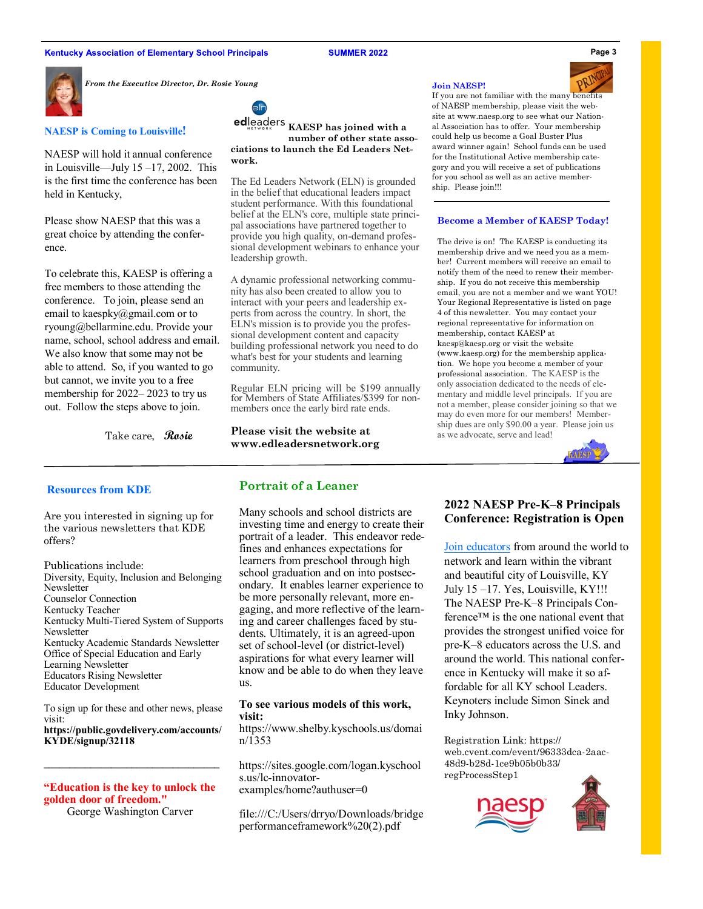*From the Executive Director, Dr. Rosie Young*

## NAESP is Coming to Louisville!

NAESP will hold it annual conference in Louisville—July 15 –17, 2002. This is the first time the conference has been held in Kentucky,

Please show NAESP that this was a great choice by attending the conference.

To celebrate this, KAESP is offering a free members to those attending the conference. To join, please send an email to kaespky@gmail.com or to ryoung@bellarmine.edu. Provide your name, school, school address and email. We also know that some may not be able to attend. So, if you wanted to go but cannot, we invite you to a free membership for 2022– 2023 to try us out. Follow the steps above to join.

Take care, ***Rosie***

**KAESP has joined with a number of other state associations to launch the Ed Leaders Network.**

The Ed Leaders Network (ELN) is grounded in the belief that educational leaders impact student performance. With this foundational belief at the ELN's core, multiple state principal associations have partnered together to provide you high quality, on-demand professional development webinars to enhance your leadership growth.

A dynamic professional networking community has also been created to allow you to interact with your peers and leadership experts from across the country. In short, the ELN's mission is to provide you the professional development content and capacity building professional network you need to do what's best for your students and learning community.

Regular ELN pricing will be $199 annually for Members of State Affiliates/$399 for non-members once the early bird rate ends.

**Please visit the website at www.edleadersnetwork.org**

## Join NAESP!

If you are not familiar with the many benefits of NAESP membership, please visit the website at www.naesp.org to see what our National Association has to offer. Your membership could help us become a Goal Buster Plus award winner again! School funds can be used for the Institutional Active membership category and you will receive a set of publications for you school as well as an active membership. Please join!!!

## Become a Member of KAESP Today!

The drive is on! The KAESP is conducting its membership drive and we need you as a member! Current members will receive an email to notify them of the need to renew their membership. If you do not receive this membership email, you are not a member and we want YOU! Your Regional Representative is listed on page 4 of this newsletter. You may contact your regional representative for information on membership, contact KAESP at kaesp@kaesp.org or visit the website (www.kaesp.org) for the membership application. We hope you become a member of your professional association. The KAESP is the only association dedicated to the needs of elementary and middle level principals. If you are not a member, please consider joining so that we may do even more for our members! Membership dues are only $90.00 a year. Please join us as we advocate, serve and lead!

## Resources from KDE

Are you interested in signing up for the various newsletters that KDE offers?

Publications include:
Diversity, Equity, Inclusion and Belonging Newsletter
Counselor Connection
Kentucky Teacher
Kentucky Multi-Tiered System of Supports Newsletter
Kentucky Academic Standards Newsletter
Office of Special Education and Early Learning Newsletter
Educators Rising Newsletter
Educator Development

To sign up for these and other news, please visit:
**https://public.govdelivery.com/accounts/KYDE/signup/32118**

---

**"Education is the key to unlock the golden door of freedom."**
George Washington Carver

## Portrait of a Leaner

Many schools and school districts are investing time and energy to create their portrait of a leader. This endeavor redefines and enhances expectations for learners from preschool through high school graduation and on into postsecondary. It enables learner experience to be more personally relevant, more engaging, and more reflective of the learning and career challenges faced by students. Ultimately, it is an agreed-upon set of school-level (or district-level) aspirations for what every learner will know and be able to do when they leave us.

**To see various models of this work, visit:**
https://www.shelby.kyschools.us/domain/1353

https://sites.google.com/logan.kyschools.us/lc-innovator-examples/home?authuser=0

file:///C:/Users/drryo/Downloads/bridgeperformanceframework%20(2).pdf

## 2022 NAESP Pre-K–8 Principals Conference: Registration is Open

Join educators from around the world to network and learn within the vibrant and beautiful city of Louisville, KY July 15 –17. Yes, Louisville, KY!!! The NAESP Pre-K–8 Principals Conference™ is the one national event that provides the strongest unified voice for pre-K–8 educators across the U.S. and around the world. This national conference in Kentucky will make it so affordable for all KY school Leaders. Keynotes include Simon Sinek and Inky Johnson.

Registration Link: https://web.cvent.com/event/96333dca-2aac-48d9-b28d-1ce9b05b0b33/regProcessStep1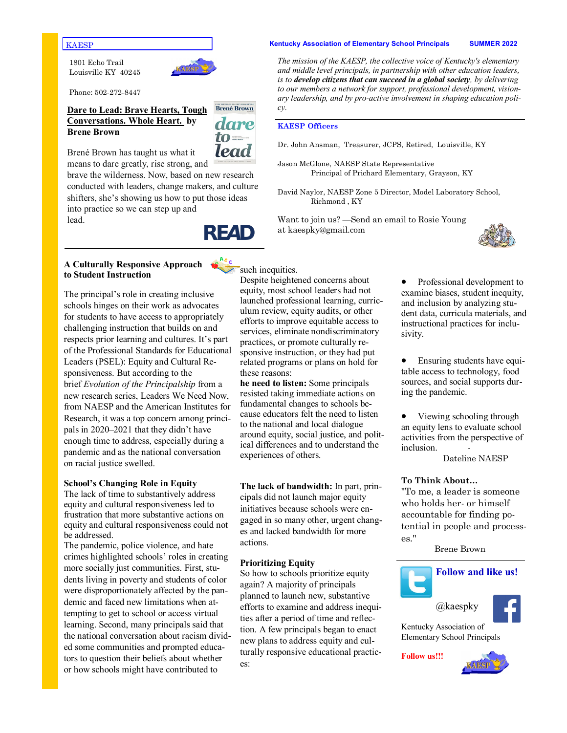KAESP

1801 Echo Trail
Louisville KY 40245

Phone: 502-272-8447

**Kentucky Association of Elementary School Principals** **SUMMER 2022**

*The mission of the KAESP, the collective voice of Kentucky's elementary and middle level principals, in partnership with other education leaders, is to **develop citizens that can succeed in a global society**, by delivering to our members a network for support, professional development, visionary leadership, and by pro-active involvement in shaping education policy.*

**KAESP Officers**

Dr. John Ansman, Treasurer, JCPS, Retired, Louisville, KY

Jason McGlone, NAESP State Representative
Principal of Prichard Elementary, Grayson, KY

David Naylor, NAESP Zone 5 Director, Model Laboratory School, Richmond , KY

Want to join us? —Send an email to Rosie Young at kaespky@gmail.com

## Dare to Lead: Brave Hearts, Tough Conversations. Whole Heart. by Brene Brown

Brené Brown has taught us what it means to dare greatly, rise strong, and brave the wilderness. Now, based on new research conducted with leaders, change makers, and culture shifters, she's showing us how to put those ideas into practice so we can step up and lead.

**READ**

## A Culturally Responsive Approach to Student Instruction

The principal's role in creating inclusive schools hinges on their work as advocates for students to have access to appropriately challenging instruction that builds on and respects prior learning and cultures. It's part of the Professional Standards for Educational Leaders (PSEL): Equity and Cultural Responsiveness. But according to the brief *Evolution of the Principalship* from a new research series, Leaders We Need Now, from NAESP and the American Institutes for Research, it was a top concern among principals in 2020–2021 that they didn't have enough time to address, especially during a pandemic and as the national conversation on racial justice swelled.

**School's Changing Role in Equity**
The lack of time to substantively address equity and cultural responsiveness led to frustration that more substantive actions on equity and cultural responsiveness could not be addressed.
The pandemic, police violence, and hate crimes highlighted schools' roles in creating more socially just communities. First, students living in poverty and students of color were disproportionately affected by the pandemic and faced new limitations when attempting to get to school or access virtual learning. Second, many principals said that the national conversation about racism divided some communities and prompted educators to question their beliefs about whether or how schools might have contributed to such inequities.
Despite heightened concerns about equity, most school leaders had not launched professional learning, curriculum review, equity audits, or other efforts to improve equitable access to services, eliminate nondiscriminatory practices, or promote culturally responsive instruction, or they had put related programs or plans on hold for these reasons:
**he need to listen:** Some principals resisted taking immediate actions on fundamental changes to schools because educators felt the need to listen to the national and local dialogue around equity, social justice, and political differences and to understand the experiences of others.

**The lack of bandwidth:** In part, principals did not launch major equity initiatives because schools were engaged in so many other, urgent changes and lacked bandwidth for more actions.

**Prioritizing Equity**
So how to schools prioritize equity again? A majority of principals planned to launch new, substantive efforts to examine and address inequities after a period of time and reflection. A few principals began to enact new plans to address equity and culturally responsive educational practices:

- Professional development to examine biases, student inequity, and inclusion by analyzing student data, curricula materials, and instructional practices for inclusivity.
- Ensuring students have equitable access to technology, food sources, and social supports during the pandemic.
- Viewing schooling through an equity lens to evaluate school activities from the perspective of inclusion.

Dateline NAESP

**To Think About…**
"To me, a leader is someone who holds her- or himself accountable for finding potential in people and processes."

Brene Brown

**Follow and like us!**

@kaespky

Kentucky Association of Elementary School Principals

**Follow us!!!**